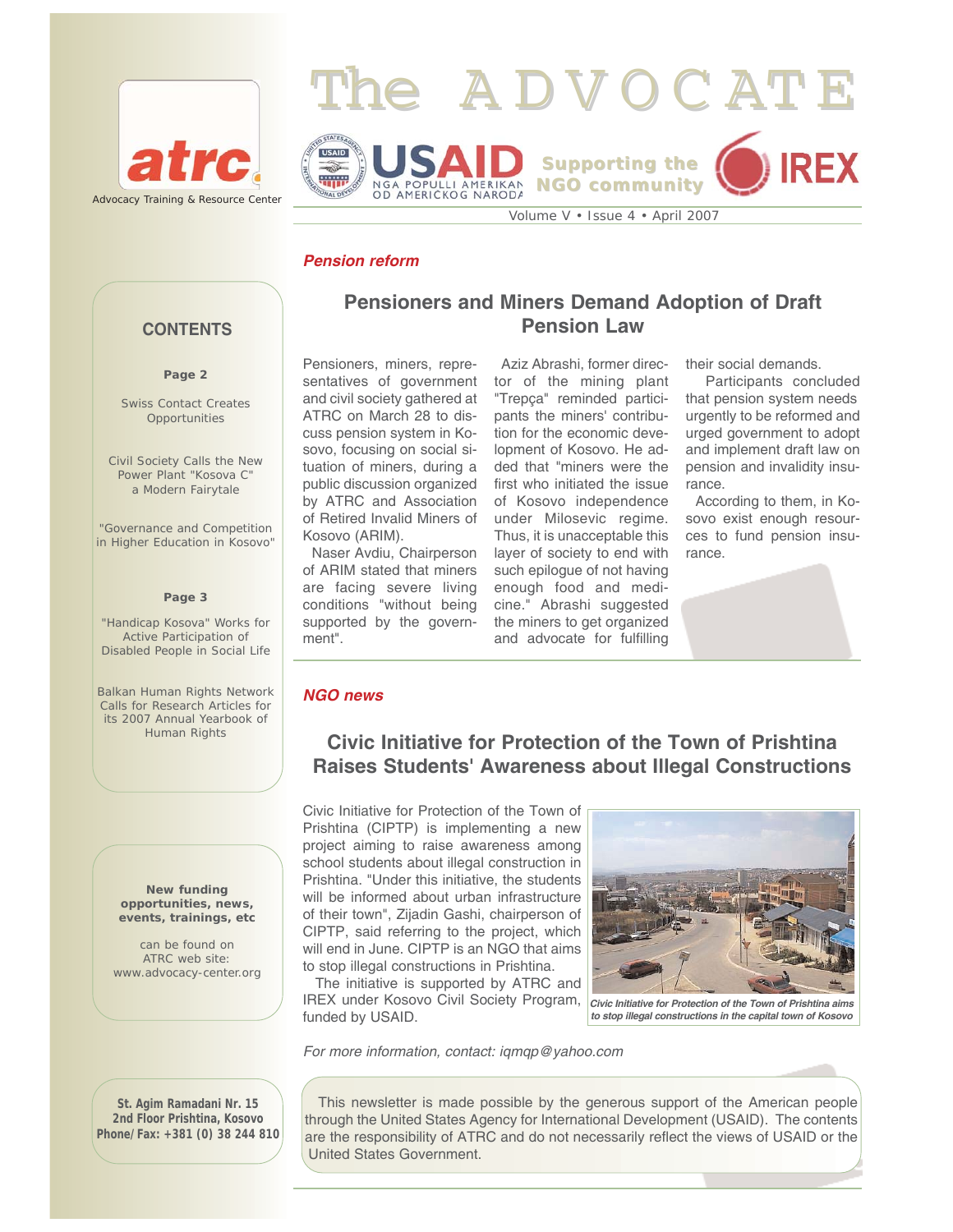# The ADVOCATE

atrc – Advocacy Training & Resource Center

USAID – NGA POPULLI AMERIKAN / OD AMERICKOG NARODA

Supporting the NGO community

IREX

Volume V • Issue 4 • April 2007

**CONTENTS**

**Page 2**

Swiss Contact Creates Opportunities

Civil Society Calls the New Power Plant "Kosova C" a Modern Fairytale

"Governance and Competition in Higher Education in Kosovo"

**Page 3**

"Handicap Kosova" Works for Active Participation of Disabled People in Social Life

Balkan Human Rights Network Calls for Research Articles for its 2007 Annual Yearbook of Human Rights

***Pension reform***

## Pensioners and Miners Demand Adoption of Draft Pension Law

Pensioners, miners, representatives of government and civil society gathered at ATRC on March 28 to discuss pension system in Kosovo, focusing on social situation of miners, during a public discussion organized by ATRC and Association of Retired Invalid Miners of Kosovo (ARIM).

Naser Avdiu, Chairperson of ARIM stated that miners are facing severe living conditions "without being supported by the government".

Aziz Abrashi, former director of the mining plant "Trepça" reminded participants the miners' contribution for the economic development of Kosovo. He added that "miners were the first who initiated the issue of Kosovo independence under Milosevic regime. Thus, it is unacceptable this layer of society to end with such epilogue of not having enough food and medicine." Abrashi suggested the miners to get organized and advocate for fulfilling their social demands.

Participants concluded that pension system needs urgently to be reformed and urged government to adopt and implement draft law on pension and invalidity insurance.

According to them, in Kosovo exist enough resources to fund pension insurance.

***NGO news***

## Civic Initiative for Protection of the Town of Prishtina Raises Students' Awareness about Illegal Constructions

Civic Initiative for Protection of the Town of Prishtina (CIPTP) is implementing a new project aiming to raise awareness among school students about illegal construction in Prishtina. "Under this initiative, the students will be informed about urban infrastructure of their town", Zijadin Gashi, chairperson of CIPTP, said referring to the project, which will end in June. CIPTP is an NGO that aims to stop illegal constructions in Prishtina.

The initiative is supported by ATRC and IREX under Kosovo Civil Society Program, funded by USAID.

*Civic Initiative for Protection of the Town of Prishtina aims to stop illegal constructions in the capital town of Kosovo*

*For more information, contact: iqmqp@yahoo.com*

**New funding opportunities, news, events, trainings, etc**

can be found on ATRC web site: www.advocacy-center.org

**St. Agim Ramadani Nr. 15**
**2nd Floor Prishtina, Kosovo**
**Phone/Fax: +381 (0) 38 244 810**

This newsletter is made possible by the generous support of the American people through the United States Agency for International Development (USAID). The contents are the responsibility of ATRC and do not necessarily reflect the views of USAID or the United States Government.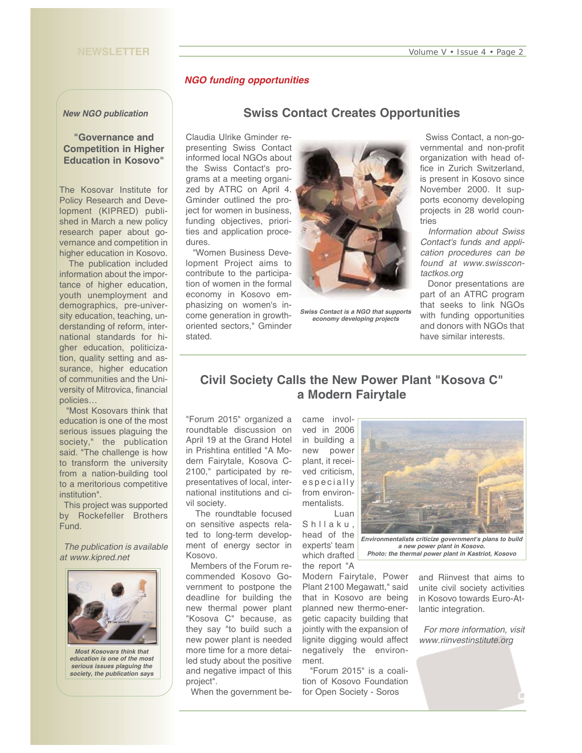*NGO funding opportunities*

## Swiss Contact Creates Opportunities

Claudia Ulrike Gminder representing Swiss Contact informed local NGOs about the Swiss Contact's programs at a meeting organized by ATRC on April 4. Gminder outlined the project for women in business, funding objectives, priorities and application procedures.

"Women Business Development Project aims to contribute to the participation of women in the formal economy in Kosovo emphasizing on women's income generation in growth-oriented sectors," Gminder stated.

*Swiss Contact is a NGO that supports economy developing projects*

Swiss Contact, a non-governmental and non-profit organization with head office in Zurich Switzerland, is present in Kosovo since November 2000. It supports economy developing projects in 28 world countries

*Information about Swiss Contact's funds and application procedures can be found at www.swisscontactkos.org*

Donor presentations are part of an ATRC program that seeks to link NGOs with funding opportunities and donors with NGOs that have similar interests.

## Civil Society Calls the New Power Plant "Kosova C" a Modern Fairytale

"Forum 2015" organized a roundtable discussion on April 19 at the Grand Hotel in Prishtina entitled "A Modern Fairytale, Kosova C-2100," participated by representatives of local, international institutions and civil society.

The roundtable focused on sensitive aspects related to long-term development of energy sector in Kosovo.

Members of the Forum recommended Kosovo Government to postpone the deadline for building the new thermal power plant "Kosova C" because, as they say "to build such a new power plant is needed more time for a more detailed study about the positive and negative impact of this project".

When the government became involved in 2006 in building a new power plant, it received criticism, especially from environmentalists.

*Environmentalists criticize government's plans to build a new power plant in Kosovo. Photo: the thermal power plant in Kastriot, Kosovo*

Luan Shllaku, head of the experts' team which drafted the report "A Modern Fairytale, Power Plant 2100 Megawatt," said that in Kosovo are being planned new thermo-energetic capacity building that jointly with the expansion of lignite digging would affect negatively the environment.

"Forum 2015" is a coalition of Kosovo Foundation for Open Society - Soros and Riinvest that aims to unite civil society activities in Kosovo towards Euro-Atlantic integration.

*For more information, visit www.riinvestinstitute.org*

---

*New NGO publication*

### "Governance and Competition in Higher Education in Kosovo"

The Kosovar Institute for Policy Research and Development (KIPRED) published in March a new policy research paper about governance and competition in higher education in Kosovo.

The publication included information about the importance of higher education, youth unemployment and demographics, pre-university education, teaching, understanding of reform, international standards for higher education, politicization, quality setting and assurance, higher education of communities and the University of Mitrovica, financial policies…

"Most Kosovars think that education is one of the most serious issues plaguing the society," the publication said. "The challenge is how to transform the university from a nation-building tool to a meritorious competitive institution".

This project was supported by Rockefeller Brothers Fund.

*The publication is available at www.kipred.net*

*Most Kosovars think that education is one of the most serious issues plaguing the society, the publication says*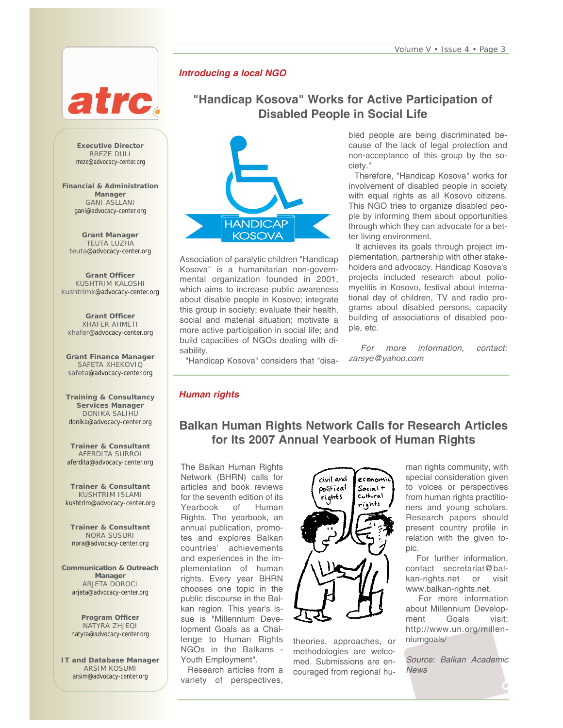atrc

**Executive Director**
RREZE DULI
rreze@advocacy-center.org

**Financial & Administration Manager**
GANI ASLLANI
gani@advocacy-center.org

**Grant Manager**
TEUTA LUZHA
teuta@advocacy-center.org

**Grant Officer**
KUSHTRIM KALOSHI
kushtrimk@advocacy-center.org

**Grant Officer**
XHAFER AHMETI
xhafer@advocacy-center.org

**Grant Finance Manager**
SAFETA XHEKOVIQ
safeta@advocacy-center.org

**Training & Consultancy Services Manager**
DONIKA SALIHU
donika@advocacy-center.org

**Trainer & Consultant**
AFERDITA SURROI
aferdita@advocacy-center.org

**Trainer & Consultant**
KUSHTRIM ISLAMI
kushtrim@advocacy-center.org

**Trainer & Consultant**
NORA SUSURI
nora@advocacy-center.org

**Communication & Outreach Manager**
ARJETA DOROCI
arjeta@advocacy-center.org

**Program Officer**
NATYRA ZHJEQI
natyra@advocacy-center.org

**IT and Database Manager**
ARSIM KOSUMI
arsim@advocacy-center.org

***Introducing a local NGO***

## "Handicap Kosova" Works for Active Participation of Disabled People in Social Life

HANDICAP KOSOVA

Association of paralytic children "Handicap Kosova" is a humanitarian non-governmental organization founded in 2001, which aims to increase public awareness about disable people in Kosovo; integrate this group in society; evaluate their health, social and material situation; motivate a more active participation in social life; and build capacities of NGOs dealing with disability.

"Handicap Kosova" considers that "disabled people are being discriminated because of the lack of legal protection and non-acceptance of this group by the society."

Therefore, "Handicap Kosova" works for involvement of disabled people in society with equal rights as all Kosovo citizens. This NGO tries to organize disabled people by informing them about opportunities through which they can advocate for a better living environment.

It achieves its goals through project implementation, partnership with other stakeholders and advocacy. Handicap Kosova's projects included research about poliomyelitis in Kosovo, festival about international day of children, TV and radio programs about disabled persons, capacity building of associations of disabled people, etc.

*For more information, contact: zarsye@yahoo.com*

***Human rights***

## Balkan Human Rights Network Calls for Research Articles for Its 2007 Annual Yearbook of Human Rights

The Balkan Human Rights Network (BHRN) calls for articles and book reviews for the seventh edition of its Yearbook of Human Rights. The yearbook, an annual publication, promotes and explores Balkan countries' achievements and experiences in the implementation of human rights. Every year BHRN chooses one topic in the public discourse in the Balkan region. This year's issue is "Millennium Development Goals as a Challenge to Human Rights NGOs in the Balkans - Youth Employment".

Research articles from a variety of perspectives, theories, approaches, or methodologies are welcomed. Submissions are encouraged from regional human rights community, with special consideration given to voices or perspectives from human rights practitioners and young scholars. Research papers should present country profile in relation with the given topic.

For further information, contact secretariat@balkan-rights.net or visit www.balkan-rights.net.

For more information about Millennium Development Goals visit: http://www.un.org/millenniumgoals/

*Source: Balkan Academic News*